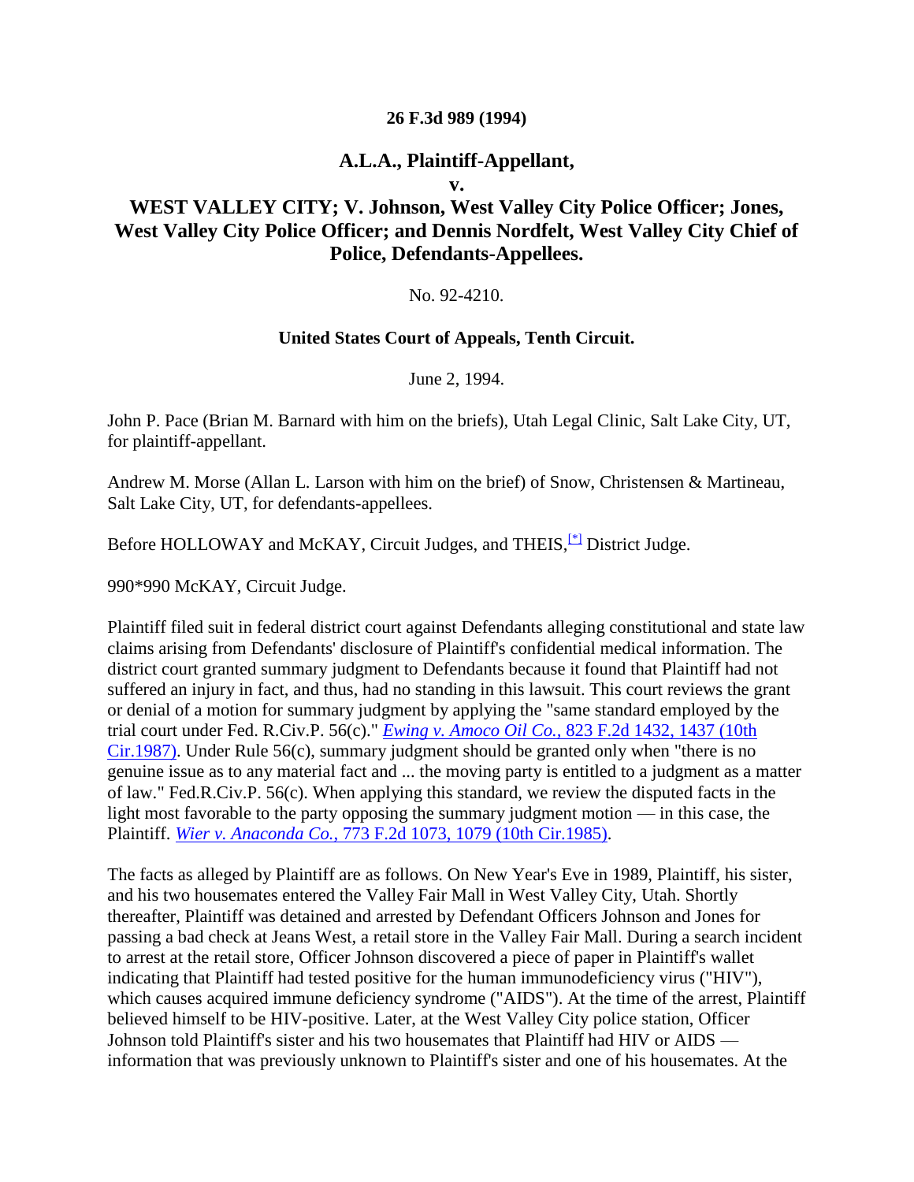**26 F.3d 989 (1994)**

# A.L.A., Plaintiff-Appellant,

v.

# WEST VALLEY CITY; V. Johnson, West Valley City Police Officer; Jones, West Valley City Police Officer; and Dennis Nordfelt, West Valley City Chief of Police, Defendants-Appellees.

No. 92-4210.

**United States Court of Appeals, Tenth Circuit.**

June 2, 1994.

John P. Pace (Brian M. Barnard with him on the briefs), Utah Legal Clinic, Salt Lake City, UT, for plaintiff-appellant.

Andrew M. Morse (Allan L. Larson with him on the brief) of Snow, Christensen & Martineau, Salt Lake City, UT, for defendants-appellees.

Before HOLLOWAY and McKAY, Circuit Judges, and THEIS,[*] District Judge.

990*990 McKAY, Circuit Judge.

Plaintiff filed suit in federal district court against Defendants alleging constitutional and state law claims arising from Defendants' disclosure of Plaintiff's confidential medical information. The district court granted summary judgment to Defendants because it found that Plaintiff had not suffered an injury in fact, and thus, had no standing in this lawsuit. This court reviews the grant or denial of a motion for summary judgment by applying the "same standard employed by the trial court under Fed. R.Civ.P. 56(c)." *Ewing v. Amoco Oil Co.*, 823 F.2d 1432, 1437 (10th Cir.1987). Under Rule 56(c), summary judgment should be granted only when "there is no genuine issue as to any material fact and ... the moving party is entitled to a judgment as a matter of law." Fed.R.Civ.P. 56(c). When applying this standard, we review the disputed facts in the light most favorable to the party opposing the summary judgment motion — in this case, the Plaintiff. *Wier v. Anaconda Co.*, 773 F.2d 1073, 1079 (10th Cir.1985).

The facts as alleged by Plaintiff are as follows. On New Year's Eve in 1989, Plaintiff, his sister, and his two housemates entered the Valley Fair Mall in West Valley City, Utah. Shortly thereafter, Plaintiff was detained and arrested by Defendant Officers Johnson and Jones for passing a bad check at Jeans West, a retail store in the Valley Fair Mall. During a search incident to arrest at the retail store, Officer Johnson discovered a piece of paper in Plaintiff's wallet indicating that Plaintiff had tested positive for the human immunodeficiency virus ("HIV"), which causes acquired immune deficiency syndrome ("AIDS"). At the time of the arrest, Plaintiff believed himself to be HIV-positive. Later, at the West Valley City police station, Officer Johnson told Plaintiff's sister and his two housemates that Plaintiff had HIV or AIDS — information that was previously unknown to Plaintiff's sister and one of his housemates. At the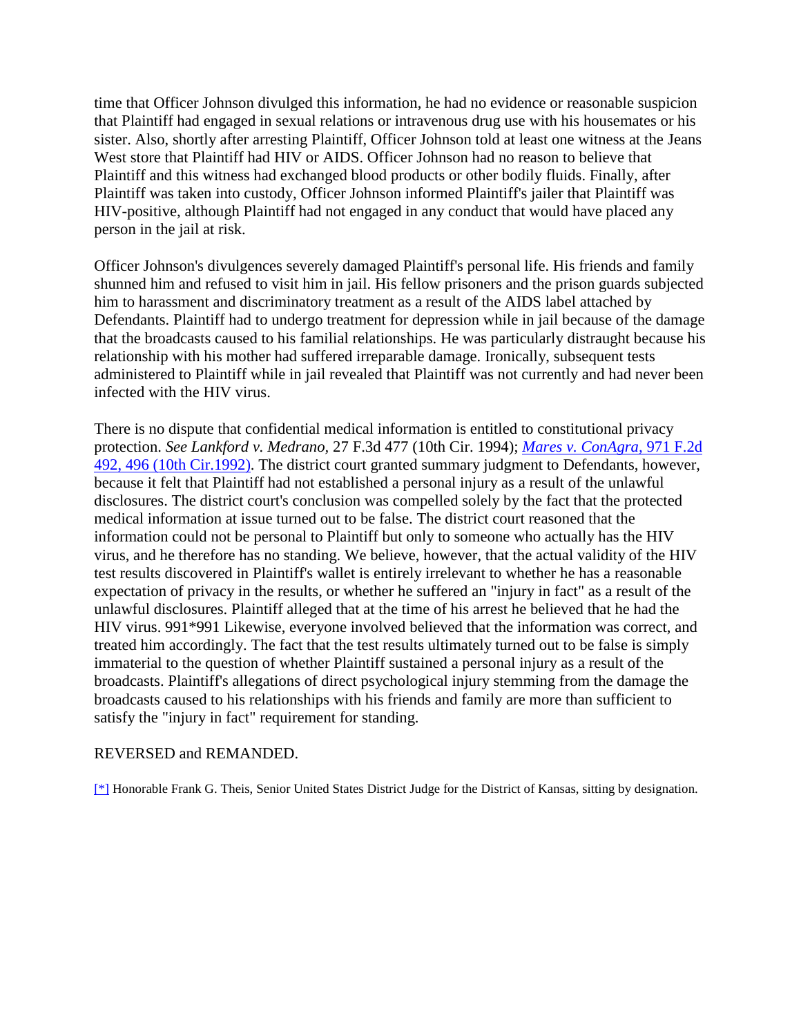time that Officer Johnson divulged this information, he had no evidence or reasonable suspicion that Plaintiff had engaged in sexual relations or intravenous drug use with his housemates or his sister. Also, shortly after arresting Plaintiff, Officer Johnson told at least one witness at the Jeans West store that Plaintiff had HIV or AIDS. Officer Johnson had no reason to believe that Plaintiff and this witness had exchanged blood products or other bodily fluids. Finally, after Plaintiff was taken into custody, Officer Johnson informed Plaintiff's jailer that Plaintiff was HIV-positive, although Plaintiff had not engaged in any conduct that would have placed any person in the jail at risk.

Officer Johnson's divulgences severely damaged Plaintiff's personal life. His friends and family shunned him and refused to visit him in jail. His fellow prisoners and the prison guards subjected him to harassment and discriminatory treatment as a result of the AIDS label attached by Defendants. Plaintiff had to undergo treatment for depression while in jail because of the damage that the broadcasts caused to his familial relationships. He was particularly distraught because his relationship with his mother had suffered irreparable damage. Ironically, subsequent tests administered to Plaintiff while in jail revealed that Plaintiff was not currently and had never been infected with the HIV virus.

There is no dispute that confidential medical information is entitled to constitutional privacy protection. *See Lankford v. Medrano,* 27 F.3d 477 (10th Cir. 1994); [*Mares v. ConAgra,* 971 F.2d 492, 496 (10th Cir.1992)](). The district court granted summary judgment to Defendants, however, because it felt that Plaintiff had not established a personal injury as a result of the unlawful disclosures. The district court's conclusion was compelled solely by the fact that the protected medical information at issue turned out to be false. The district court reasoned that the information could not be personal to Plaintiff but only to someone who actually has the HIV virus, and he therefore has no standing. We believe, however, that the actual validity of the HIV test results discovered in Plaintiff's wallet is entirely irrelevant to whether he has a reasonable expectation of privacy in the results, or whether he suffered an "injury in fact" as a result of the unlawful disclosures. Plaintiff alleged that at the time of his arrest he believed that he had the HIV virus. 991*991 Likewise, everyone involved believed that the information was correct, and treated him accordingly. The fact that the test results ultimately turned out to be false is simply immaterial to the question of whether Plaintiff sustained a personal injury as a result of the broadcasts. Plaintiff's allegations of direct psychological injury stemming from the damage the broadcasts caused to his relationships with his friends and family are more than sufficient to satisfy the "injury in fact" requirement for standing.

REVERSED and REMANDED.

[*] Honorable Frank G. Theis, Senior United States District Judge for the District of Kansas, sitting by designation.